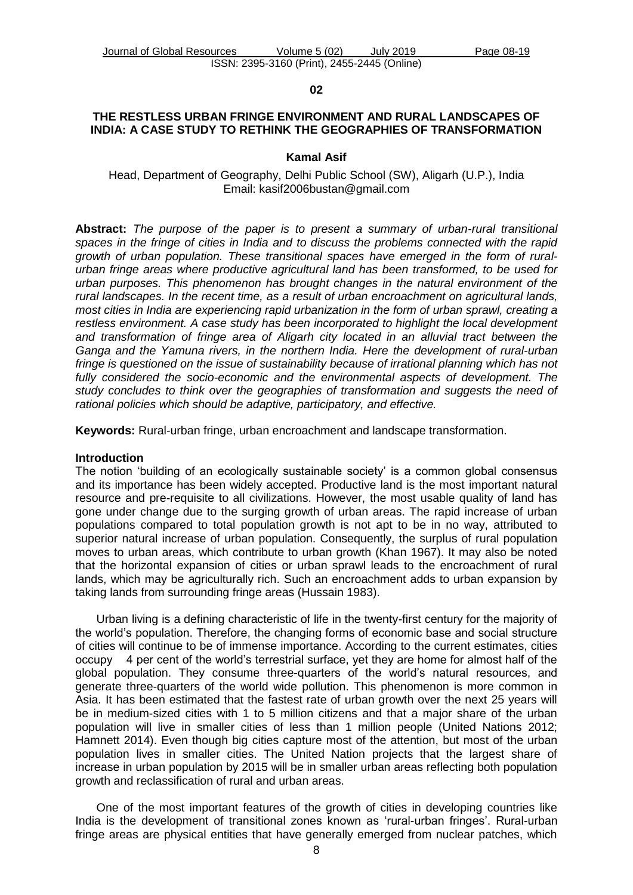**02**

# THE RESTLESS URBAN FRINGE ENVIRONMENT AND RURAL LANDSCAPES OF INDIA: A CASE STUDY TO RETHINK THE GEOGRAPHIES OF TRANSFORMATION

**Kamal Asif**

Head, Department of Geography, Delhi Public School (SW), Aligarh (U.P.), India
Email: kasif2006bustan@gmail.com

**Abstract:** *The purpose of the paper is to present a summary of urban-rural transitional spaces in the fringe of cities in India and to discuss the problems connected with the rapid growth of urban population. These transitional spaces have emerged in the form of rural-urban fringe areas where productive agricultural land has been transformed, to be used for urban purposes. This phenomenon has brought changes in the natural environment of the rural landscapes. In the recent time, as a result of urban encroachment on agricultural lands, most cities in India are experiencing rapid urbanization in the form of urban sprawl, creating a restless environment. A case study has been incorporated to highlight the local development and transformation of fringe area of Aligarh city located in an alluvial tract between the Ganga and the Yamuna rivers, in the northern India. Here the development of rural-urban fringe is questioned on the issue of sustainability because of irrational planning which has not fully considered the socio-economic and the environmental aspects of development. The study concludes to think over the geographies of transformation and suggests the need of rational policies which should be adaptive, participatory, and effective.*

**Keywords:** Rural-urban fringe, urban encroachment and landscape transformation.

## Introduction

The notion 'building of an ecologically sustainable society' is a common global consensus and its importance has been widely accepted. Productive land is the most important natural resource and pre-requisite to all civilizations. However, the most usable quality of land has gone under change due to the surging growth of urban areas. The rapid increase of urban populations compared to total population growth is not apt to be in no way, attributed to superior natural increase of urban population. Consequently, the surplus of rural population moves to urban areas, which contribute to urban growth (Khan 1967). It may also be noted that the horizontal expansion of cities or urban sprawl leads to the encroachment of rural lands, which may be agriculturally rich. Such an encroachment adds to urban expansion by taking lands from surrounding fringe areas (Hussain 1983).

Urban living is a defining characteristic of life in the twenty-first century for the majority of the world's population. Therefore, the changing forms of economic base and social structure of cities will continue to be of immense importance. According to the current estimates, cities occupy 4 per cent of the world's terrestrial surface, yet they are home for almost half of the global population. They consume three-quarters of the world's natural resources, and generate three-quarters of the world wide pollution. This phenomenon is more common in Asia. It has been estimated that the fastest rate of urban growth over the next 25 years will be in medium-sized cities with 1 to 5 million citizens and that a major share of the urban population will live in smaller cities of less than 1 million people (United Nations 2012; Hamnett 2014). Even though big cities capture most of the attention, but most of the urban population lives in smaller cities. The United Nation projects that the largest share of increase in urban population by 2015 will be in smaller urban areas reflecting both population growth and reclassification of rural and urban areas.

One of the most important features of the growth of cities in developing countries like India is the development of transitional zones known as 'rural-urban fringes'. Rural-urban fringe areas are physical entities that have generally emerged from nuclear patches, which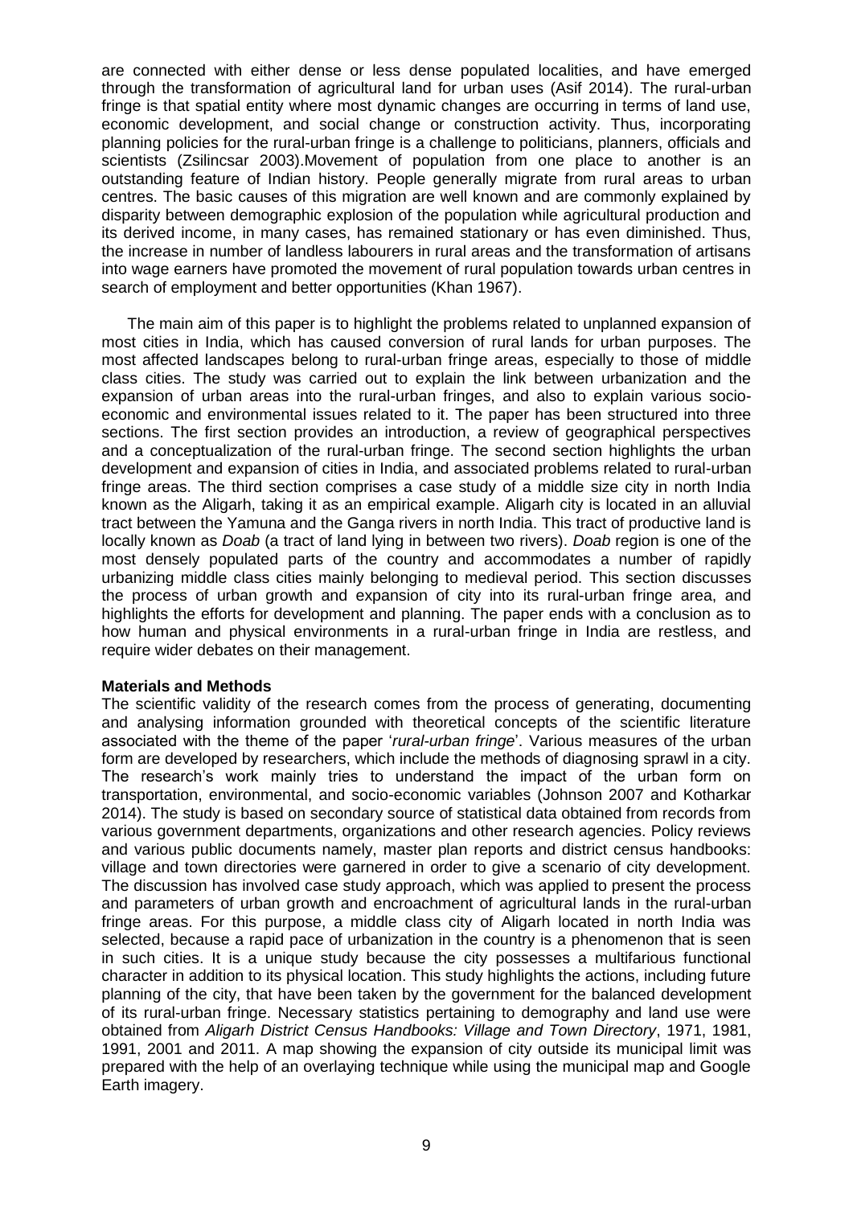are connected with either dense or less dense populated localities, and have emerged through the transformation of agricultural land for urban uses (Asif 2014). The rural-urban fringe is that spatial entity where most dynamic changes are occurring in terms of land use, economic development, and social change or construction activity. Thus, incorporating planning policies for the rural-urban fringe is a challenge to politicians, planners, officials and scientists (Zsilincsar 2003).Movement of population from one place to another is an outstanding feature of Indian history. People generally migrate from rural areas to urban centres. The basic causes of this migration are well known and are commonly explained by disparity between demographic explosion of the population while agricultural production and its derived income, in many cases, has remained stationary or has even diminished. Thus, the increase in number of landless labourers in rural areas and the transformation of artisans into wage earners have promoted the movement of rural population towards urban centres in search of employment and better opportunities (Khan 1967).

The main aim of this paper is to highlight the problems related to unplanned expansion of most cities in India, which has caused conversion of rural lands for urban purposes. The most affected landscapes belong to rural-urban fringe areas, especially to those of middle class cities. The study was carried out to explain the link between urbanization and the expansion of urban areas into the rural-urban fringes, and also to explain various socio-economic and environmental issues related to it. The paper has been structured into three sections. The first section provides an introduction, a review of geographical perspectives and a conceptualization of the rural-urban fringe. The second section highlights the urban development and expansion of cities in India, and associated problems related to rural-urban fringe areas. The third section comprises a case study of a middle size city in north India known as the Aligarh, taking it as an empirical example. Aligarh city is located in an alluvial tract between the Yamuna and the Ganga rivers in north India. This tract of productive land is locally known as *Doab* (a tract of land lying in between two rivers). *Doab* region is one of the most densely populated parts of the country and accommodates a number of rapidly urbanizing middle class cities mainly belonging to medieval period. This section discusses the process of urban growth and expansion of city into its rural-urban fringe area, and highlights the efforts for development and planning. The paper ends with a conclusion as to how human and physical environments in a rural-urban fringe in India are restless, and require wider debates on their management.

**Materials and Methods**

The scientific validity of the research comes from the process of generating, documenting and analysing information grounded with theoretical concepts of the scientific literature associated with the theme of the paper '*rural-urban fringe*'. Various measures of the urban form are developed by researchers, which include the methods of diagnosing sprawl in a city. The research's work mainly tries to understand the impact of the urban form on transportation, environmental, and socio-economic variables (Johnson 2007 and Kotharkar 2014). The study is based on secondary source of statistical data obtained from records from various government departments, organizations and other research agencies. Policy reviews and various public documents namely, master plan reports and district census handbooks: village and town directories were garnered in order to give a scenario of city development. The discussion has involved case study approach, which was applied to present the process and parameters of urban growth and encroachment of agricultural lands in the rural-urban fringe areas. For this purpose, a middle class city of Aligarh located in north India was selected, because a rapid pace of urbanization in the country is a phenomenon that is seen in such cities. It is a unique study because the city possesses a multifarious functional character in addition to its physical location. This study highlights the actions, including future planning of the city, that have been taken by the government for the balanced development of its rural-urban fringe. Necessary statistics pertaining to demography and land use were obtained from *Aligarh District Census Handbooks: Village and Town Directory*, 1971, 1981, 1991, 2001 and 2011. A map showing the expansion of city outside its municipal limit was prepared with the help of an overlaying technique while using the municipal map and Google Earth imagery.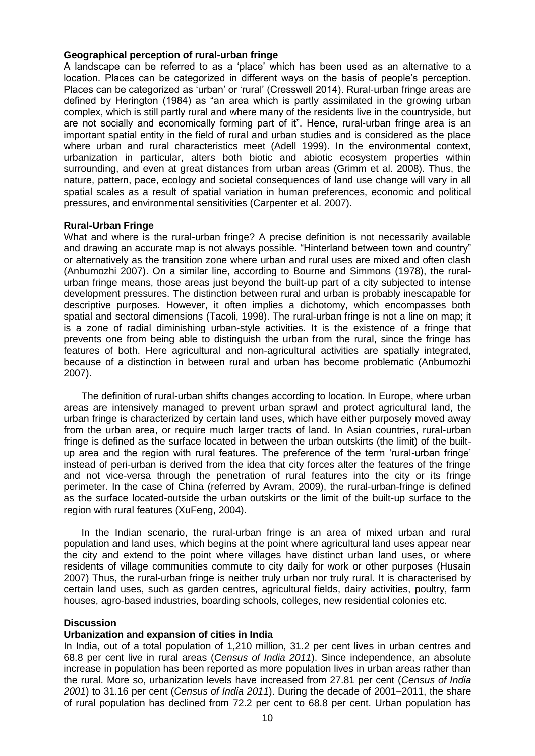**Geographical perception of rural-urban fringe**

A landscape can be referred to as a 'place' which has been used as an alternative to a location. Places can be categorized in different ways on the basis of people's perception. Places can be categorized as 'urban' or 'rural' (Cresswell 2014). Rural-urban fringe areas are defined by Herington (1984) as "an area which is partly assimilated in the growing urban complex, which is still partly rural and where many of the residents live in the countryside, but are not socially and economically forming part of it". Hence, rural-urban fringe area is an important spatial entity in the field of rural and urban studies and is considered as the place where urban and rural characteristics meet (Adell 1999). In the environmental context, urbanization in particular, alters both biotic and abiotic ecosystem properties within surrounding, and even at great distances from urban areas (Grimm et al. 2008). Thus, the nature, pattern, pace, ecology and societal consequences of land use change will vary in all spatial scales as a result of spatial variation in human preferences, economic and political pressures, and environmental sensitivities (Carpenter et al. 2007).

**Rural-Urban Fringe**

What and where is the rural-urban fringe? A precise definition is not necessarily available and drawing an accurate map is not always possible. "Hinterland between town and country" or alternatively as the transition zone where urban and rural uses are mixed and often clash (Anbumozhi 2007). On a similar line, according to Bourne and Simmons (1978), the rural-urban fringe means, those areas just beyond the built-up part of a city subjected to intense development pressures. The distinction between rural and urban is probably inescapable for descriptive purposes. However, it often implies a dichotomy, which encompasses both spatial and sectoral dimensions (Tacoli, 1998). The rural-urban fringe is not a line on map; it is a zone of radial diminishing urban-style activities. It is the existence of a fringe that prevents one from being able to distinguish the urban from the rural, since the fringe has features of both. Here agricultural and non-agricultural activities are spatially integrated, because of a distinction in between rural and urban has become problematic (Anbumozhi 2007).

The definition of rural-urban shifts changes according to location. In Europe, where urban areas are intensively managed to prevent urban sprawl and protect agricultural land, the urban fringe is characterized by certain land uses, which have either purposely moved away from the urban area, or require much larger tracts of land. In Asian countries, rural-urban fringe is defined as the surface located in between the urban outskirts (the limit) of the built-up area and the region with rural features. The preference of the term 'rural-urban fringe' instead of peri-urban is derived from the idea that city forces alter the features of the fringe and not vice-versa through the penetration of rural features into the city or its fringe perimeter. In the case of China (referred by Avram, 2009), the rural-urban-fringe is defined as the surface located-outside the urban outskirts or the limit of the built-up surface to the region with rural features (XuFeng, 2004).

In the Indian scenario, the rural-urban fringe is an area of mixed urban and rural population and land uses, which begins at the point where agricultural land uses appear near the city and extend to the point where villages have distinct urban land uses, or where residents of village communities commute to city daily for work or other purposes (Husain 2007) Thus, the rural-urban fringe is neither truly urban nor truly rural. It is characterised by certain land uses, such as garden centres, agricultural fields, dairy activities, poultry, farm houses, agro-based industries, boarding schools, colleges, new residential colonies etc.

**Discussion**

**Urbanization and expansion of cities in India**

In India, out of a total population of 1,210 million, 31.2 per cent lives in urban centres and 68.8 per cent live in rural areas (*Census of India 2011*). Since independence, an absolute increase in population has been reported as more population lives in urban areas rather than the rural. More so, urbanization levels have increased from 27.81 per cent (*Census of India 2001*) to 31.16 per cent (*Census of India 2011*). During the decade of 2001–2011, the share of rural population has declined from 72.2 per cent to 68.8 per cent. Urban population has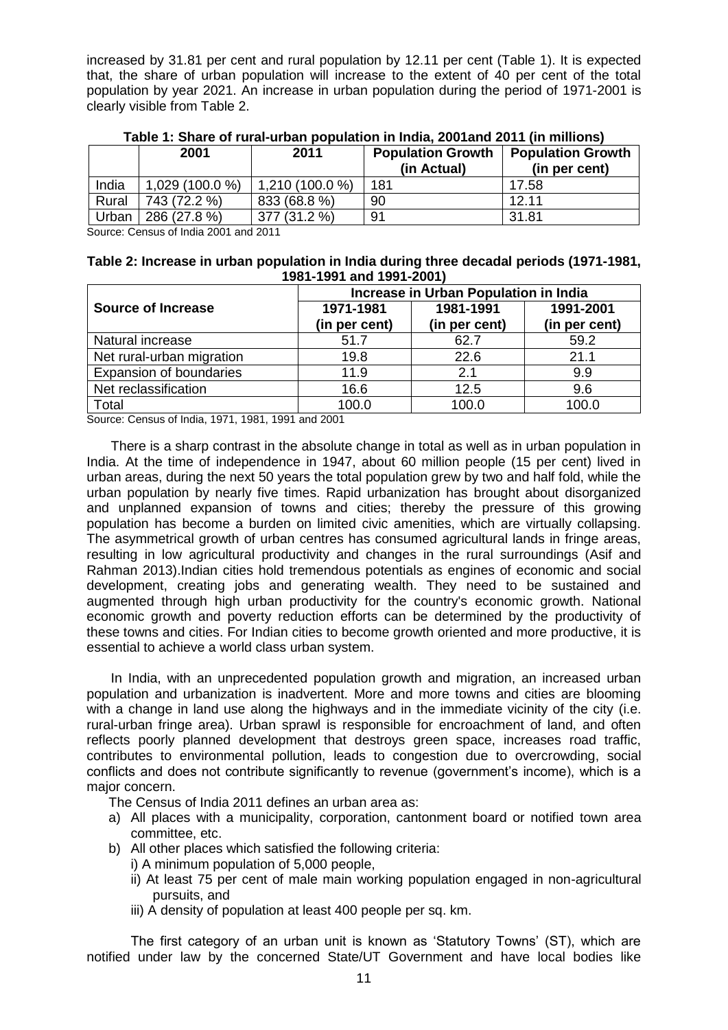increased by 31.81 per cent and rural population by 12.11 per cent (Table 1). It is expected that, the share of urban population will increase to the extent of 40 per cent of the total population by year 2021. An increase in urban population during the period of 1971-2001 is clearly visible from Table 2.

**Table 1: Share of rural-urban population in India, 2001and 2011 (in millions)**

| | 2001 | 2011 | Population Growth (in Actual) | Population Growth (in per cent) |
|---|---|---|---|---|
| India | 1,029 (100.0 %) | 1,210 (100.0 %) | 181 | 17.58 |
| Rural | 743 (72.2 %) | 833 (68.8 %) | 90 | 12.11 |
| Urban | 286 (27.8 %) | 377 (31.2 %) | 91 | 31.81 |

Source: Census of India 2001 and 2011

**Table 2: Increase in urban population in India during three decadal periods (1971-1981, 1981-1991 and 1991-2001)**

| Source of Increase | Increase in Urban Population in India | | |
|---|---|---|---|
| | 1971-1981 (in per cent) | 1981-1991 (in per cent) | 1991-2001 (in per cent) |
| Natural increase | 51.7 | 62.7 | 59.2 |
| Net rural-urban migration | 19.8 | 22.6 | 21.1 |
| Expansion of boundaries | 11.9 | 2.1 | 9.9 |
| Net reclassification | 16.6 | 12.5 | 9.6 |
| Total | 100.0 | 100.0 | 100.0 |

Source: Census of India, 1971, 1981, 1991 and 2001

There is a sharp contrast in the absolute change in total as well as in urban population in India. At the time of independence in 1947, about 60 million people (15 per cent) lived in urban areas, during the next 50 years the total population grew by two and half fold, while the urban population by nearly five times. Rapid urbanization has brought about disorganized and unplanned expansion of towns and cities; thereby the pressure of this growing population has become a burden on limited civic amenities, which are virtually collapsing. The asymmetrical growth of urban centres has consumed agricultural lands in fringe areas, resulting in low agricultural productivity and changes in the rural surroundings (Asif and Rahman 2013).Indian cities hold tremendous potentials as engines of economic and social development, creating jobs and generating wealth. They need to be sustained and augmented through high urban productivity for the country's economic growth. National economic growth and poverty reduction efforts can be determined by the productivity of these towns and cities. For Indian cities to become growth oriented and more productive, it is essential to achieve a world class urban system.

In India, with an unprecedented population growth and migration, an increased urban population and urbanization is inadvertent. More and more towns and cities are blooming with a change in land use along the highways and in the immediate vicinity of the city (i.e. rural-urban fringe area). Urban sprawl is responsible for encroachment of land, and often reflects poorly planned development that destroys green space, increases road traffic, contributes to environmental pollution, leads to congestion due to overcrowding, social conflicts and does not contribute significantly to revenue (government's income), which is a major concern.

The Census of India 2011 defines an urban area as:

a) All places with a municipality, corporation, cantonment board or notified town area committee, etc.
b) All other places which satisfied the following criteria:
   i) A minimum population of 5,000 people,
   ii) At least 75 per cent of male main working population engaged in non-agricultural pursuits, and
   iii) A density of population at least 400 people per sq. km.

The first category of an urban unit is known as 'Statutory Towns' (ST), which are notified under law by the concerned State/UT Government and have local bodies like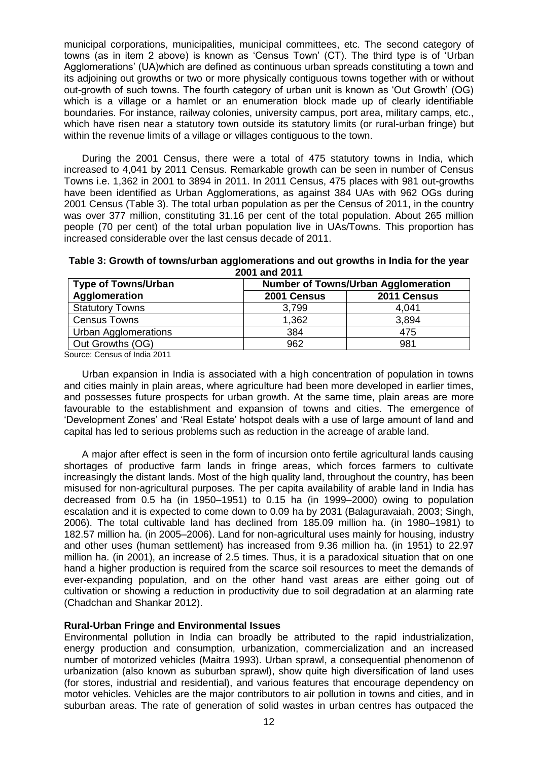municipal corporations, municipalities, municipal committees, etc. The second category of towns (as in item 2 above) is known as 'Census Town' (CT). The third type is of 'Urban Agglomerations' (UA)which are defined as continuous urban spreads constituting a town and its adjoining out growths or two or more physically contiguous towns together with or without out-growth of such towns. The fourth category of urban unit is known as 'Out Growth' (OG) which is a village or a hamlet or an enumeration block made up of clearly identifiable boundaries. For instance, railway colonies, university campus, port area, military camps, etc., which have risen near a statutory town outside its statutory limits (or rural-urban fringe) but within the revenue limits of a village or villages contiguous to the town.

During the 2001 Census, there were a total of 475 statutory towns in India, which increased to 4,041 by 2011 Census. Remarkable growth can be seen in number of Census Towns i.e. 1,362 in 2001 to 3894 in 2011. In 2011 Census, 475 places with 981 out-growths have been identified as Urban Agglomerations, as against 384 UAs with 962 OGs during 2001 Census (Table 3). The total urban population as per the Census of 2011, in the country was over 377 million, constituting 31.16 per cent of the total population. About 265 million people (70 per cent) of the total urban population live in UAs/Towns. This proportion has increased considerable over the last census decade of 2011.

**Table 3: Growth of towns/urban agglomerations and out growths in India for the year 2001 and 2011**

| Type of Towns/Urban Agglomeration | Number of Towns/Urban Agglomeration | |
|---|---|---|
| | 2001 Census | 2011 Census |
| Statutory Towns | 3,799 | 4,041 |
| Census Towns | 1,362 | 3,894 |
| Urban Agglomerations | 384 | 475 |
| Out Growths (OG) | 962 | 981 |

Source: Census of India 2011

Urban expansion in India is associated with a high concentration of population in towns and cities mainly in plain areas, where agriculture had been more developed in earlier times, and possesses future prospects for urban growth. At the same time, plain areas are more favourable to the establishment and expansion of towns and cities. The emergence of 'Development Zones' and 'Real Estate' hotspot deals with a use of large amount of land and capital has led to serious problems such as reduction in the acreage of arable land.

A major after effect is seen in the form of incursion onto fertile agricultural lands causing shortages of productive farm lands in fringe areas, which forces farmers to cultivate increasingly the distant lands. Most of the high quality land, throughout the country, has been misused for non-agricultural purposes. The per capita availability of arable land in India has decreased from 0.5 ha (in 1950–1951) to 0.15 ha (in 1999–2000) owing to population escalation and it is expected to come down to 0.09 ha by 2031 (Balaguravaiah, 2003; Singh, 2006). The total cultivable land has declined from 185.09 million ha. (in 1980–1981) to 182.57 million ha. (in 2005–2006). Land for non-agricultural uses mainly for housing, industry and other uses (human settlement) has increased from 9.36 million ha. (in 1951) to 22.97 million ha. (in 2001), an increase of 2.5 times. Thus, it is a paradoxical situation that on one hand a higher production is required from the scarce soil resources to meet the demands of ever-expanding population, and on the other hand vast areas are either going out of cultivation or showing a reduction in productivity due to soil degradation at an alarming rate (Chadchan and Shankar 2012).

### Rural-Urban Fringe and Environmental Issues

Environmental pollution in India can broadly be attributed to the rapid industrialization, energy production and consumption, urbanization, commercialization and an increased number of motorized vehicles (Maitra 1993). Urban sprawl, a consequential phenomenon of urbanization (also known as suburban sprawl), show quite high diversification of land uses (for stores, industrial and residential), and various features that encourage dependency on motor vehicles. Vehicles are the major contributors to air pollution in towns and cities, and in suburban areas. The rate of generation of solid wastes in urban centres has outpaced the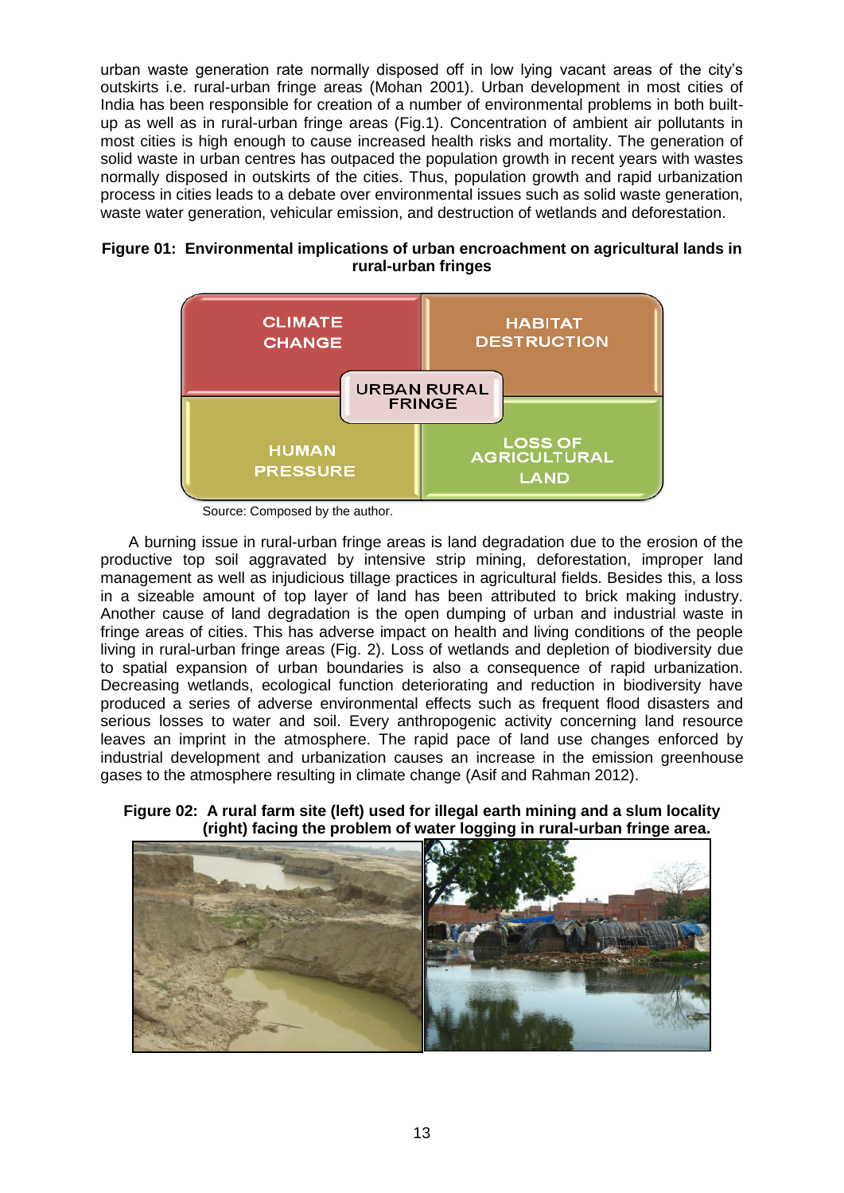urban waste generation rate normally disposed off in low lying vacant areas of the city's outskirts i.e. rural-urban fringe areas (Mohan 2001). Urban development in most cities of India has been responsible for creation of a number of environmental problems in both built-up as well as in rural-urban fringe areas (Fig.1). Concentration of ambient air pollutants in most cities is high enough to cause increased health risks and mortality. The generation of solid waste in urban centres has outpaced the population growth in recent years with wastes normally disposed in outskirts of the cities. Thus, population growth and rapid urbanization process in cities leads to a debate over environmental issues such as solid waste generation, waste water generation, vehicular emission, and destruction of wetlands and deforestation.

**Figure 01: Environmental implications of urban encroachment on agricultural lands in rural-urban fringes**

| CLIMATE CHANGE | HABITAT DESTRUCTION |
|---|---|
| URBAN RURAL FRINGE | |
| HUMAN PRESSURE | LOSS OF AGRICULTURAL LAND |

Source: Composed by the author.

A burning issue in rural-urban fringe areas is land degradation due to the erosion of the productive top soil aggravated by intensive strip mining, deforestation, improper land management as well as injudicious tillage practices in agricultural fields. Besides this, a loss in a sizeable amount of top layer of land has been attributed to brick making industry. Another cause of land degradation is the open dumping of urban and industrial waste in fringe areas of cities. This has adverse impact on health and living conditions of the people living in rural-urban fringe areas (Fig. 2). Loss of wetlands and depletion of biodiversity due to spatial expansion of urban boundaries is also a consequence of rapid urbanization. Decreasing wetlands, ecological function deteriorating and reduction in biodiversity have produced a series of adverse environmental effects such as frequent flood disasters and serious losses to water and soil. Every anthropogenic activity concerning land resource leaves an imprint in the atmosphere. The rapid pace of land use changes enforced by industrial development and urbanization causes an increase in the emission greenhouse gases to the atmosphere resulting in climate change (Asif and Rahman 2012).

**Figure 02: A rural farm site (left) used for illegal earth mining and a slum locality (right) facing the problem of water logging in rural-urban fringe area.**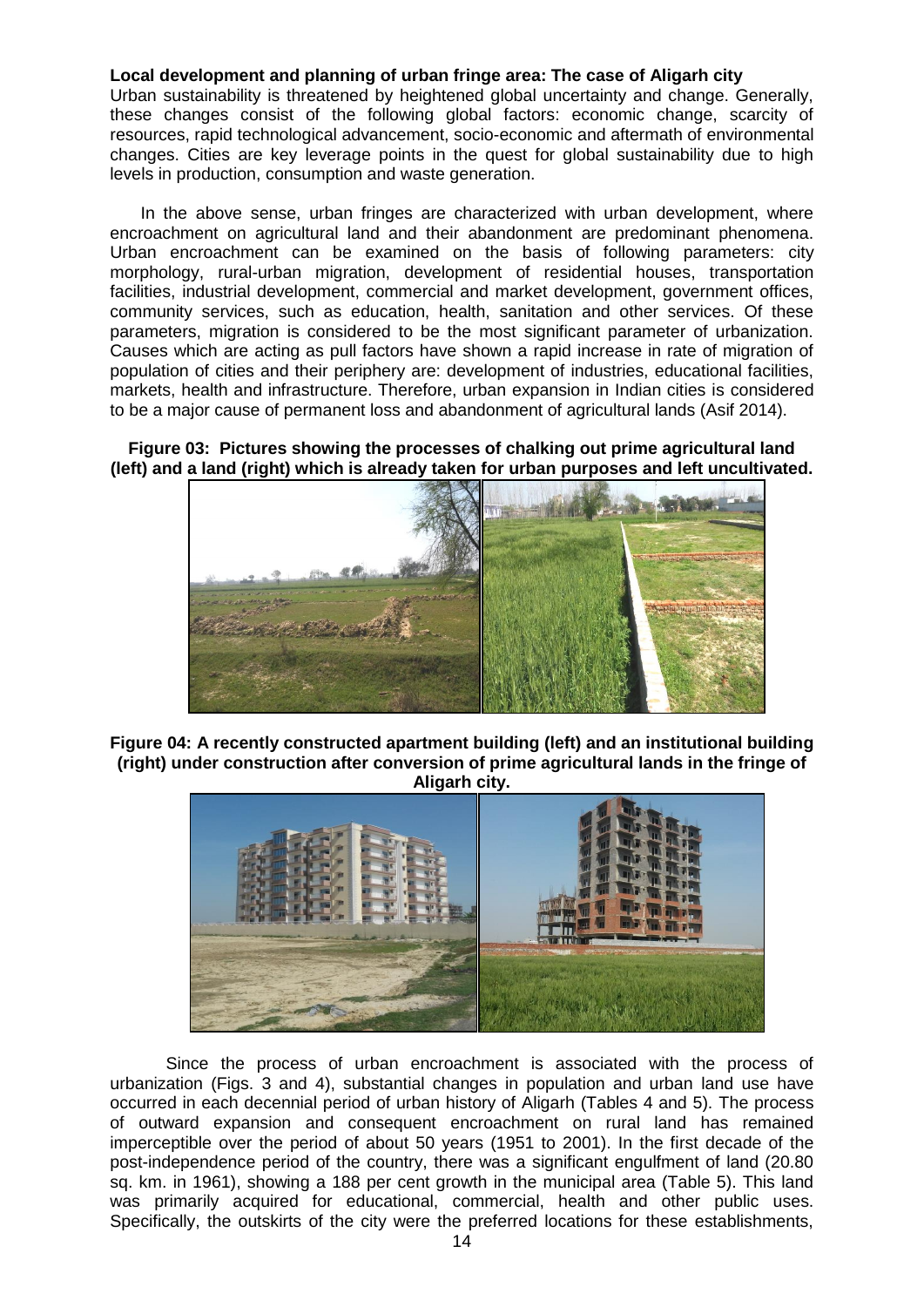**Local development and planning of urban fringe area: The case of Aligarh city**

Urban sustainability is threatened by heightened global uncertainty and change. Generally, these changes consist of the following global factors: economic change, scarcity of resources, rapid technological advancement, socio-economic and aftermath of environmental changes. Cities are key leverage points in the quest for global sustainability due to high levels in production, consumption and waste generation.

In the above sense, urban fringes are characterized with urban development, where encroachment on agricultural land and their abandonment are predominant phenomena. Urban encroachment can be examined on the basis of following parameters: city morphology, rural-urban migration, development of residential houses, transportation facilities, industrial development, commercial and market development, government offices, community services, such as education, health, sanitation and other services. Of these parameters, migration is considered to be the most significant parameter of urbanization. Causes which are acting as pull factors have shown a rapid increase in rate of migration of population of cities and their periphery are: development of industries, educational facilities, markets, health and infrastructure. Therefore, urban expansion in Indian cities is considered to be a major cause of permanent loss and abandonment of agricultural lands (Asif 2014).

**Figure 03: Pictures showing the processes of chalking out prime agricultural land (left) and a land (right) which is already taken for urban purposes and left uncultivated.**

**Figure 04: A recently constructed apartment building (left) and an institutional building (right) under construction after conversion of prime agricultural lands in the fringe of Aligarh city.**

Since the process of urban encroachment is associated with the process of urbanization (Figs. 3 and 4), substantial changes in population and urban land use have occurred in each decennial period of urban history of Aligarh (Tables 4 and 5). The process of outward expansion and consequent encroachment on rural land has remained imperceptible over the period of about 50 years (1951 to 2001). In the first decade of the post-independence period of the country, there was a significant engulfment of land (20.80 sq. km. in 1961), showing a 188 per cent growth in the municipal area (Table 5). This land was primarily acquired for educational, commercial, health and other public uses. Specifically, the outskirts of the city were the preferred locations for these establishments,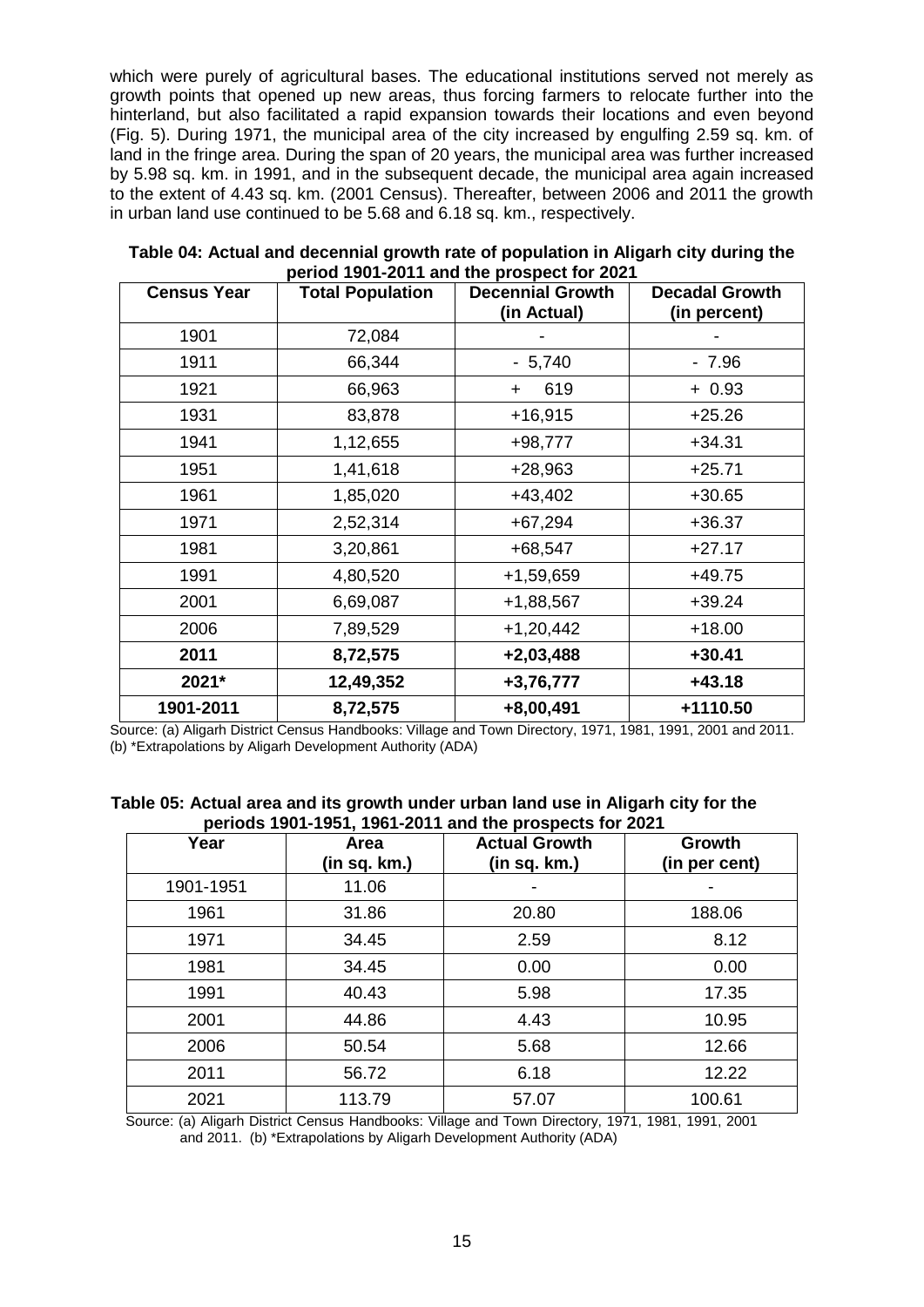which were purely of agricultural bases. The educational institutions served not merely as growth points that opened up new areas, thus forcing farmers to relocate further into the hinterland, but also facilitated a rapid expansion towards their locations and even beyond (Fig. 5). During 1971, the municipal area of the city increased by engulfing 2.59 sq. km. of land in the fringe area. During the span of 20 years, the municipal area was further increased by 5.98 sq. km. in 1991, and in the subsequent decade, the municipal area again increased to the extent of 4.43 sq. km. (2001 Census). Thereafter, between 2006 and 2011 the growth in urban land use continued to be 5.68 and 6.18 sq. km., respectively.

**Table 04: Actual and decennial growth rate of population in Aligarh city during the period 1901-2011 and the prospect for 2021**

| Census Year | Total Population | Decennial Growth (in Actual) | Decadal Growth (in percent) |
|---|---|---|---|
| 1901 | 72,084 | - | - |
| 1911 | 66,344 | - 5,740 | - 7.96 |
| 1921 | 66,963 | + 619 | + 0.93 |
| 1931 | 83,878 | +16,915 | +25.26 |
| 1941 | 1,12,655 | +98,777 | +34.31 |
| 1951 | 1,41,618 | +28,963 | +25.71 |
| 1961 | 1,85,020 | +43,402 | +30.65 |
| 1971 | 2,52,314 | +67,294 | +36.37 |
| 1981 | 3,20,861 | +68,547 | +27.17 |
| 1991 | 4,80,520 | +1,59,659 | +49.75 |
| 2001 | 6,69,087 | +1,88,567 | +39.24 |
| 2006 | 7,89,529 | +1,20,442 | +18.00 |
| **2011** | **8,72,575** | **+2,03,488** | **+30.41** |
| **2021*** | **12,49,352** | **+3,76,777** | **+43.18** |
| **1901-2011** | **8,72,575** | **+8,00,491** | **+1110.50** |

Source: (a) Aligarh District Census Handbooks: Village and Town Directory, 1971, 1981, 1991, 2001 and 2011. (b) *Extrapolations by Aligarh Development Authority (ADA)

**Table 05: Actual area and its growth under urban land use in Aligarh city for the periods 1901-1951, 1961-2011 and the prospects for 2021**

| Year | Area (in sq. km.) | Actual Growth (in sq. km.) | Growth (in per cent) |
|---|---|---|---|
| 1901-1951 | 11.06 | - | - |
| 1961 | 31.86 | 20.80 | 188.06 |
| 1971 | 34.45 | 2.59 | 8.12 |
| 1981 | 34.45 | 0.00 | 0.00 |
| 1991 | 40.43 | 5.98 | 17.35 |
| 2001 | 44.86 | 4.43 | 10.95 |
| 2006 | 50.54 | 5.68 | 12.66 |
| 2011 | 56.72 | 6.18 | 12.22 |
| 2021 | 113.79 | 57.07 | 100.61 |

Source: (a) Aligarh District Census Handbooks: Village and Town Directory, 1971, 1981, 1991, 2001 and 2011. (b) *Extrapolations by Aligarh Development Authority (ADA)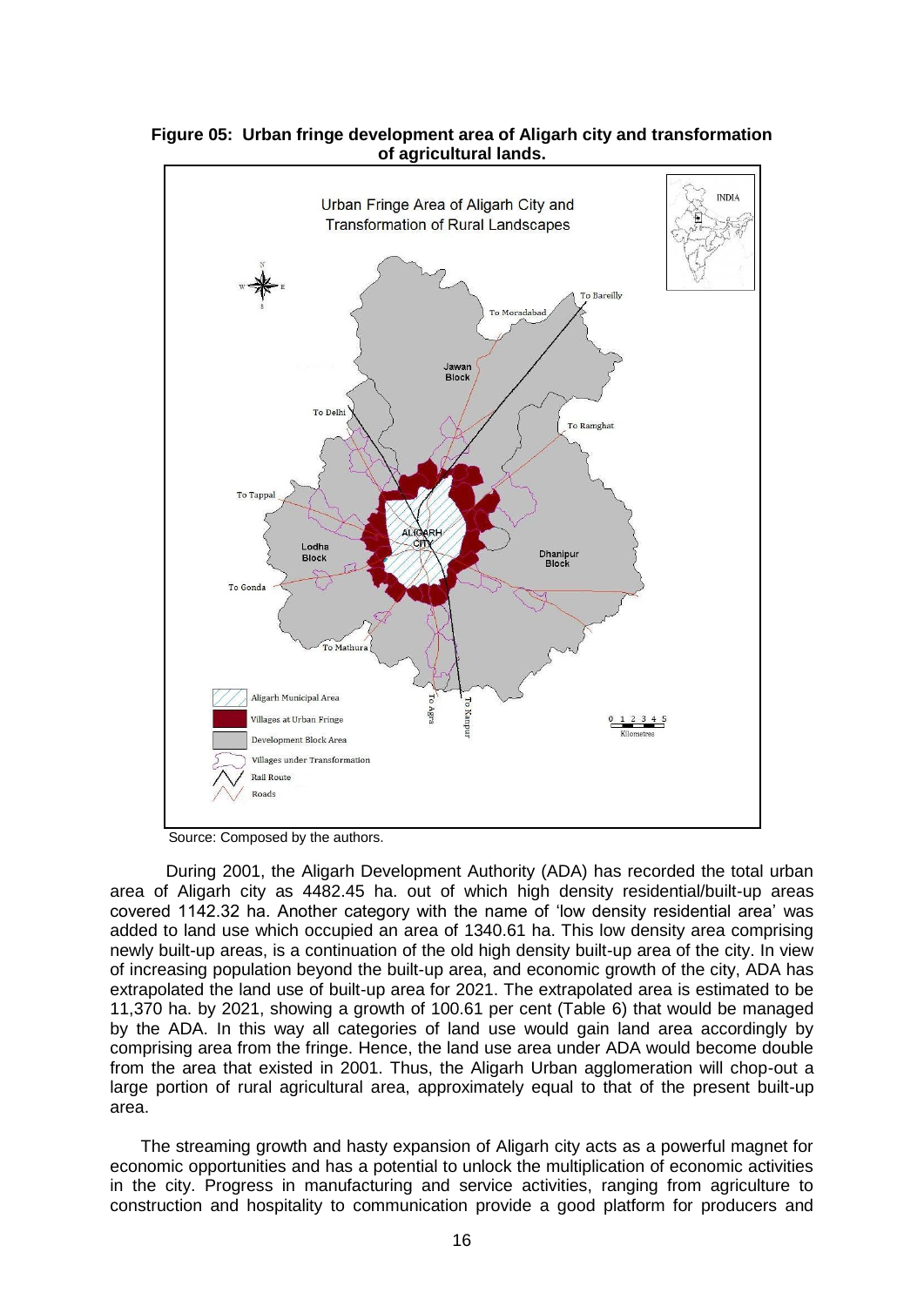**Figure 05: Urban fringe development area of Aligarh city and transformation of agricultural lands.**

Source: Composed by the authors.

During 2001, the Aligarh Development Authority (ADA) has recorded the total urban area of Aligarh city as 4482.45 ha. out of which high density residential/built-up areas covered 1142.32 ha. Another category with the name of 'low density residential area' was added to land use which occupied an area of 1340.61 ha. This low density area comprising newly built-up areas, is a continuation of the old high density built-up area of the city. In view of increasing population beyond the built-up area, and economic growth of the city, ADA has extrapolated the land use of built-up area for 2021. The extrapolated area is estimated to be 11,370 ha. by 2021, showing a growth of 100.61 per cent (Table 6) that would be managed by the ADA. In this way all categories of land use would gain land area accordingly by comprising area from the fringe. Hence, the land use area under ADA would become double from the area that existed in 2001. Thus, the Aligarh Urban agglomeration will chop-out a large portion of rural agricultural area, approximately equal to that of the present built-up area.

The streaming growth and hasty expansion of Aligarh city acts as a powerful magnet for economic opportunities and has a potential to unlock the multiplication of economic activities in the city. Progress in manufacturing and service activities, ranging from agriculture to construction and hospitality to communication provide a good platform for producers and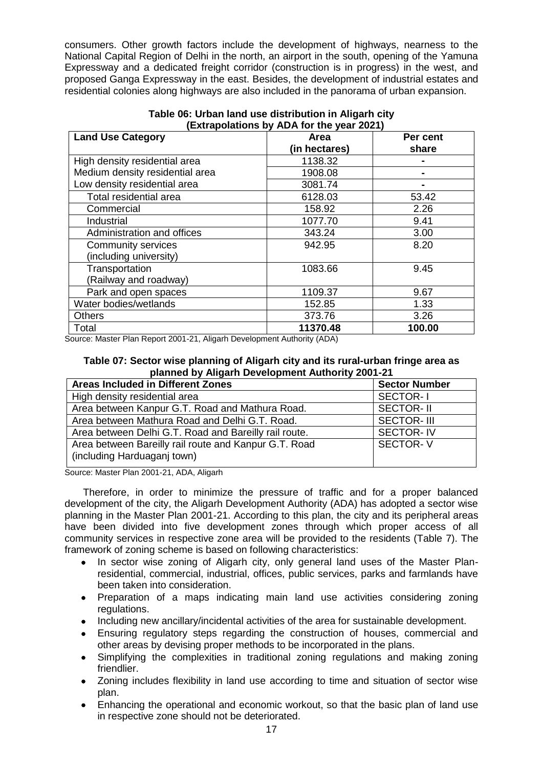consumers. Other growth factors include the development of highways, nearness to the National Capital Region of Delhi in the north, an airport in the south, opening of the Yamuna Expressway and a dedicated freight corridor (construction is in progress) in the west, and proposed Ganga Expressway in the east. Besides, the development of industrial estates and residential colonies along highways are also included in the panorama of urban expansion.

**Table 06: Urban land use distribution in Aligarh city (Extrapolations by ADA for the year 2021)**

| Land Use Category | Area (in hectares) | Per cent share |
|---|---|---|
| High density residential area | 1138.32 | - |
| Medium density residential area | 1908.08 | - |
| Low density residential area | 3081.74 | - |
| Total residential area | 6128.03 | 53.42 |
| Commercial | 158.92 | 2.26 |
| Industrial | 1077.70 | 9.41 |
| Administration and offices | 343.24 | 3.00 |
| Community services (including university) | 942.95 | 8.20 |
| Transportation (Railway and roadway) | 1083.66 | 9.45 |
| Park and open spaces | 1109.37 | 9.67 |
| Water bodies/wetlands | 152.85 | 1.33 |
| Others | 373.76 | 3.26 |
| Total | **11370.48** | **100.00** |

Source: Master Plan Report 2001-21, Aligarh Development Authority (ADA)

**Table 07: Sector wise planning of Aligarh city and its rural-urban fringe area as planned by Aligarh Development Authority 2001-21**

| Areas Included in Different Zones | Sector Number |
|---|---|
| High density residential area | SECTOR- I |
| Area between Kanpur G.T. Road and Mathura Road. | SECTOR- II |
| Area between Mathura Road and Delhi G.T. Road. | SECTOR- III |
| Area between Delhi G.T. Road and Bareilly rail route. | SECTOR- IV |
| Area between Bareilly rail route and Kanpur G.T. Road (including Harduaganj town) | SECTOR- V |

Source: Master Plan 2001-21, ADA, Aligarh

Therefore, in order to minimize the pressure of traffic and for a proper balanced development of the city, the Aligarh Development Authority (ADA) has adopted a sector wise planning in the Master Plan 2001-21. According to this plan, the city and its peripheral areas have been divided into five development zones through which proper access of all community services in respective zone area will be provided to the residents (Table 7). The framework of zoning scheme is based on following characteristics:

- In sector wise zoning of Aligarh city, only general land uses of the Master Plan- residential, commercial, industrial, offices, public services, parks and farmlands have been taken into consideration.
- Preparation of a maps indicating main land use activities considering zoning regulations.
- Including new ancillary/incidental activities of the area for sustainable development.
- Ensuring regulatory steps regarding the construction of houses, commercial and other areas by devising proper methods to be incorporated in the plans.
- Simplifying the complexities in traditional zoning regulations and making zoning friendlier.
- Zoning includes flexibility in land use according to time and situation of sector wise plan.
- Enhancing the operational and economic workout, so that the basic plan of land use in respective zone should not be deteriorated.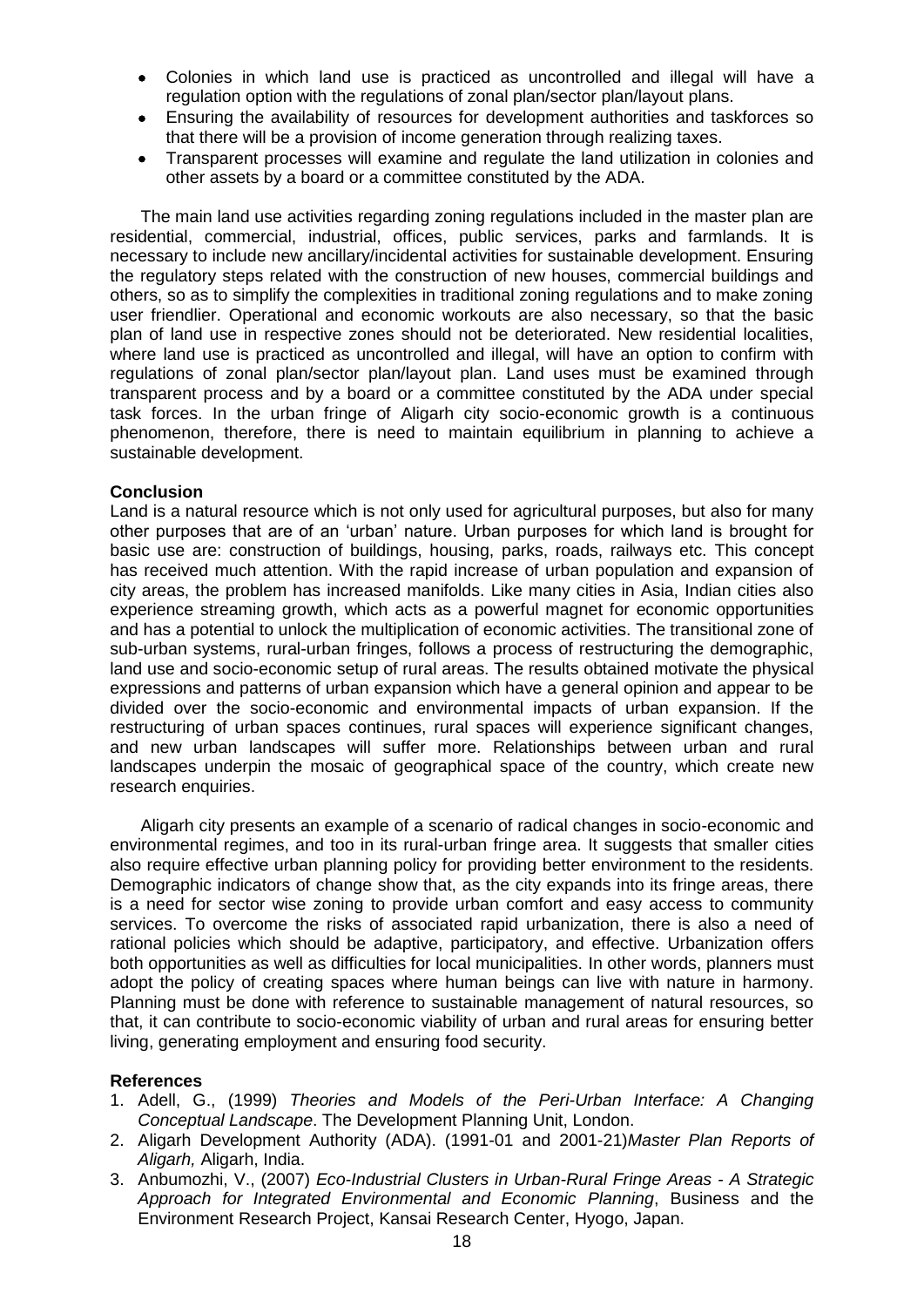- Colonies in which land use is practiced as uncontrolled and illegal will have a regulation option with the regulations of zonal plan/sector plan/layout plans.
- Ensuring the availability of resources for development authorities and taskforces so that there will be a provision of income generation through realizing taxes.
- Transparent processes will examine and regulate the land utilization in colonies and other assets by a board or a committee constituted by the ADA.

The main land use activities regarding zoning regulations included in the master plan are residential, commercial, industrial, offices, public services, parks and farmlands. It is necessary to include new ancillary/incidental activities for sustainable development. Ensuring the regulatory steps related with the construction of new houses, commercial buildings and others, so as to simplify the complexities in traditional zoning regulations and to make zoning user friendlier. Operational and economic workouts are also necessary, so that the basic plan of land use in respective zones should not be deteriorated. New residential localities, where land use is practiced as uncontrolled and illegal, will have an option to confirm with regulations of zonal plan/sector plan/layout plan. Land uses must be examined through transparent process and by a board or a committee constituted by the ADA under special task forces. In the urban fringe of Aligarh city socio-economic growth is a continuous phenomenon, therefore, there is need to maintain equilibrium in planning to achieve a sustainable development.

**Conclusion**

Land is a natural resource which is not only used for agricultural purposes, but also for many other purposes that are of an 'urban' nature. Urban purposes for which land is brought for basic use are: construction of buildings, housing, parks, roads, railways etc. This concept has received much attention. With the rapid increase of urban population and expansion of city areas, the problem has increased manifolds. Like many cities in Asia, Indian cities also experience streaming growth, which acts as a powerful magnet for economic opportunities and has a potential to unlock the multiplication of economic activities. The transitional zone of sub-urban systems, rural-urban fringes, follows a process of restructuring the demographic, land use and socio-economic setup of rural areas. The results obtained motivate the physical expressions and patterns of urban expansion which have a general opinion and appear to be divided over the socio-economic and environmental impacts of urban expansion. If the restructuring of urban spaces continues, rural spaces will experience significant changes, and new urban landscapes will suffer more. Relationships between urban and rural landscapes underpin the mosaic of geographical space of the country, which create new research enquiries.

Aligarh city presents an example of a scenario of radical changes in socio-economic and environmental regimes, and too in its rural-urban fringe area. It suggests that smaller cities also require effective urban planning policy for providing better environment to the residents. Demographic indicators of change show that, as the city expands into its fringe areas, there is a need for sector wise zoning to provide urban comfort and easy access to community services. To overcome the risks of associated rapid urbanization, there is also a need of rational policies which should be adaptive, participatory, and effective. Urbanization offers both opportunities as well as difficulties for local municipalities. In other words, planners must adopt the policy of creating spaces where human beings can live with nature in harmony. Planning must be done with reference to sustainable management of natural resources, so that, it can contribute to socio-economic viability of urban and rural areas for ensuring better living, generating employment and ensuring food security.

**References**

1. Adell, G., (1999) *Theories and Models of the Peri-Urban Interface: A Changing Conceptual Landscape*. The Development Planning Unit, London.
2. Aligarh Development Authority (ADA). (1991-01 and 2001-21)*Master Plan Reports of Aligarh,* Aligarh, India.
3. Anbumozhi, V., (2007) *Eco-Industrial Clusters in Urban-Rural Fringe Areas - A Strategic Approach for Integrated Environmental and Economic Planning*, Business and the Environment Research Project, Kansai Research Center, Hyogo, Japan.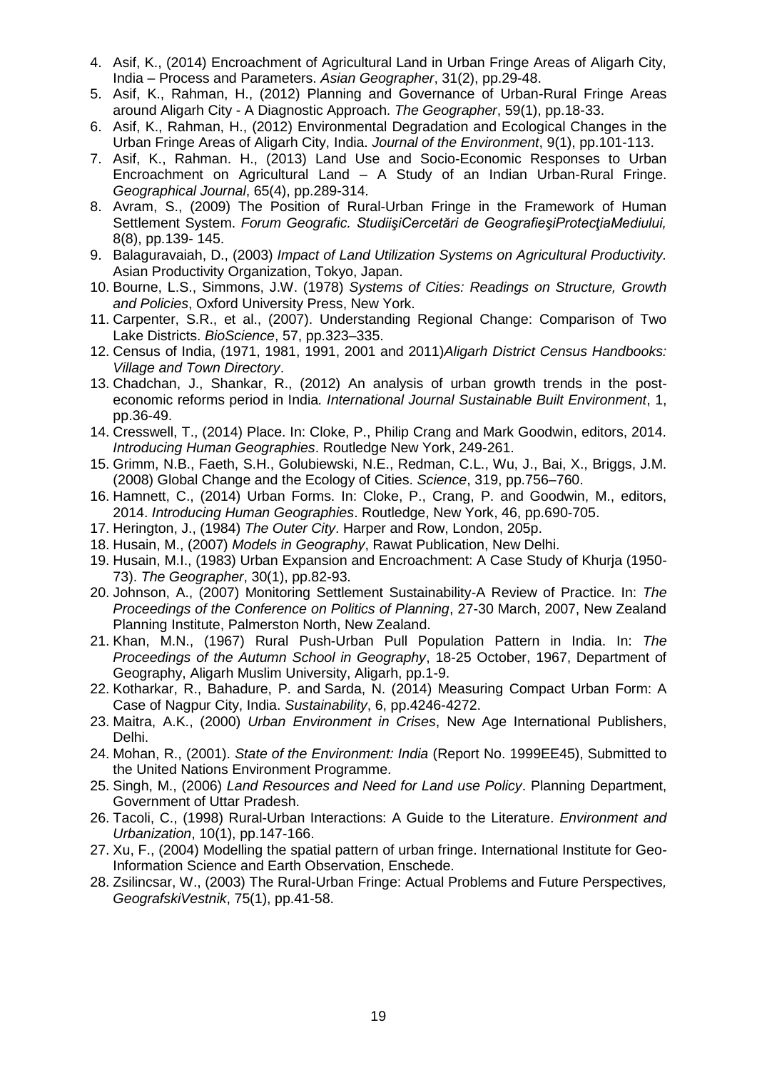4. Asif, K., (2014) Encroachment of Agricultural Land in Urban Fringe Areas of Aligarh City, India – Process and Parameters. *Asian Geographer*, 31(2), pp.29-48.
5. Asif, K., Rahman, H., (2012) Planning and Governance of Urban-Rural Fringe Areas around Aligarh City - A Diagnostic Approach. *The Geographer*, 59(1), pp.18-33.
6. Asif, K., Rahman, H., (2012) Environmental Degradation and Ecological Changes in the Urban Fringe Areas of Aligarh City, India. *Journal of the Environment*, 9(1), pp.101-113.
7. Asif, K., Rahman. H., (2013) Land Use and Socio-Economic Responses to Urban Encroachment on Agricultural Land – A Study of an Indian Urban-Rural Fringe. *Geographical Journal*, 65(4), pp.289-314.
8. Avram, S., (2009) The Position of Rural-Urban Fringe in the Framework of Human Settlement System. *Forum Geografic. StudiişiCercetări de GeografieşiProtecţiaMediului,* 8(8), pp.139- 145.
9. Balaguravaiah, D., (2003) *Impact of Land Utilization Systems on Agricultural Productivity.* Asian Productivity Organization, Tokyo, Japan.
10. Bourne, L.S., Simmons, J.W. (1978) *Systems of Cities: Readings on Structure, Growth and Policies*, Oxford University Press, New York.
11. Carpenter, S.R., et al., (2007). Understanding Regional Change: Comparison of Two Lake Districts. *BioScience*, 57, pp.323–335.
12. Census of India, (1971, 1981, 1991, 2001 and 2011)*Aligarh District Census Handbooks: Village and Town Directory*.
13. Chadchan, J., Shankar, R., (2012) An analysis of urban growth trends in the post-economic reforms period in India*. International Journal Sustainable Built Environment*, 1, pp.36-49.
14. Cresswell, T., (2014) Place. In: Cloke, P., Philip Crang and Mark Goodwin, editors, 2014. *Introducing Human Geographies*. Routledge New York, 249-261.
15. Grimm, N.B., Faeth, S.H., Golubiewski, N.E., Redman, C.L., Wu, J., Bai, X., Briggs, J.M. (2008) Global Change and the Ecology of Cities. *Science*, 319, pp.756–760.
16. Hamnett, C., (2014) Urban Forms. In: Cloke, P., Crang, P. and Goodwin, M., editors, 2014. *Introducing Human Geographies*. Routledge, New York, 46, pp.690-705.
17. Herington, J., (1984) *The Outer City*. Harper and Row, London, 205p.
18. Husain, M., (2007) *Models in Geography*, Rawat Publication, New Delhi.
19. Husain, M.I., (1983) Urban Expansion and Encroachment: A Case Study of Khurja (1950-73). *The Geographer*, 30(1), pp.82-93.
20. Johnson, A., (2007) Monitoring Settlement Sustainability-A Review of Practice. In: *The Proceedings of the Conference on Politics of Planning*, 27-30 March, 2007, New Zealand Planning Institute, Palmerston North, New Zealand.
21. Khan, M.N., (1967) Rural Push-Urban Pull Population Pattern in India. In: *The Proceedings of the Autumn School in Geography*, 18-25 October, 1967, Department of Geography, Aligarh Muslim University, Aligarh, pp.1-9.
22. Kotharkar, R., Bahadure, P. and Sarda, N. (2014) Measuring Compact Urban Form: A Case of Nagpur City, India. *Sustainability*, 6, pp.4246-4272.
23. Maitra, A.K., (2000) *Urban Environment in Crises*, New Age International Publishers, Delhi.
24. Mohan, R., (2001). *State of the Environment: India* (Report No. 1999EE45), Submitted to the United Nations Environment Programme.
25. Singh, M., (2006) *Land Resources and Need for Land use Policy*. Planning Department, Government of Uttar Pradesh.
26. Tacoli, C., (1998) Rural-Urban Interactions: A Guide to the Literature. *Environment and Urbanization*, 10(1), pp.147-166.
27. Xu, F., (2004) Modelling the spatial pattern of urban fringe. International Institute for Geo-Information Science and Earth Observation, Enschede.
28. Zsilincsar, W., (2003) The Rural-Urban Fringe: Actual Problems and Future Perspectives*, GeografskiVestnik*, 75(1), pp.41-58.